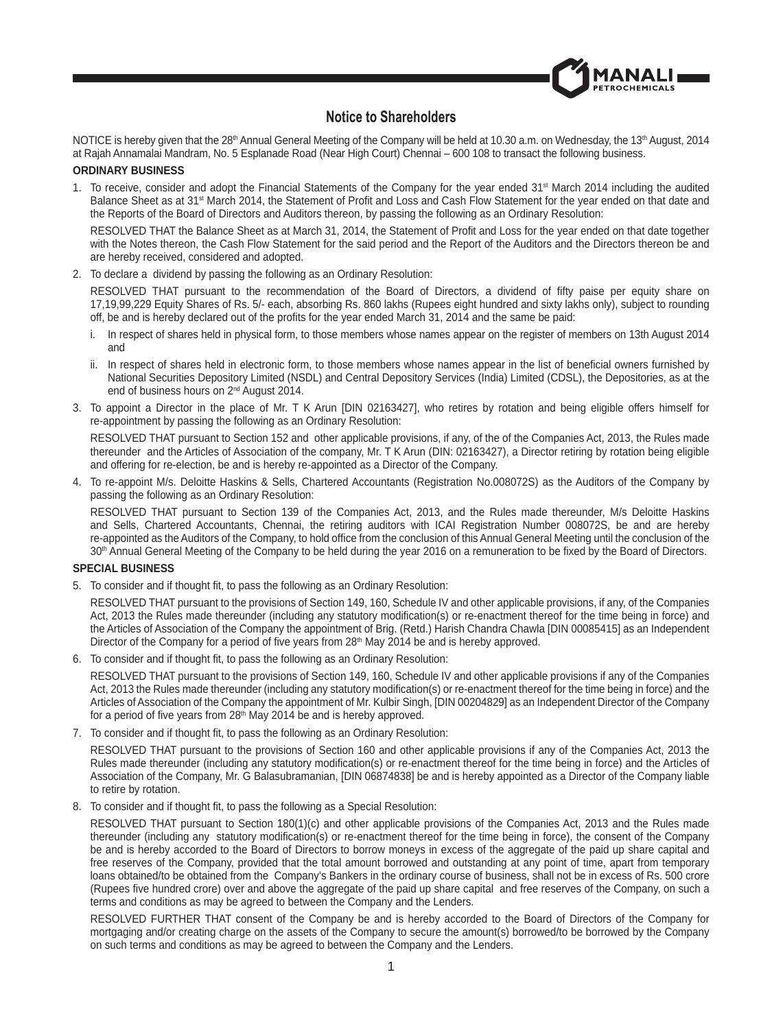# Notice to Shareholders

NOTICE is hereby given that the 28th Annual General Meeting of the Company will be held at 10.30 a.m. on Wednesday, the 13th August, 2014 at Rajah Annamalai Mandram, No. 5 Esplanade Road (Near High Court) Chennai – 600 108 to transact the following business.

**ORDINARY BUSINESS**

1. To receive, consider and adopt the Financial Statements of the Company for the year ended 31st March 2014 including the audited Balance Sheet as at 31st March 2014, the Statement of Profit and Loss and Cash Flow Statement for the year ended on that date and the Reports of the Board of Directors and Auditors thereon, by passing the following as an Ordinary Resolution:

   RESOLVED THAT the Balance Sheet as at March 31, 2014, the Statement of Profit and Loss for the year ended on that date together with the Notes thereon, the Cash Flow Statement for the said period and the Report of the Auditors and the Directors thereon be and are hereby received, considered and adopted.

2. To declare a dividend by passing the following as an Ordinary Resolution:

   RESOLVED THAT pursuant to the recommendation of the Board of Directors, a dividend of fifty paise per equity share on 17,19,99,229 Equity Shares of Rs. 5/- each, absorbing Rs. 860 lakhs (Rupees eight hundred and sixty lakhs only), subject to rounding off, be and is hereby declared out of the profits for the year ended March 31, 2014 and the same be paid:

   i. In respect of shares held in physical form, to those members whose names appear on the register of members on 13th August 2014 and

   ii. In respect of shares held in electronic form, to those members whose names appear in the list of beneficial owners furnished by National Securities Depository Limited (NSDL) and Central Depository Services (India) Limited (CDSL), the Depositories, as at the end of business hours on 2nd August 2014.

3. To appoint a Director in the place of Mr. T K Arun [DIN 02163427], who retires by rotation and being eligible offers himself for re-appointment by passing the following as an Ordinary Resolution:

   RESOLVED THAT pursuant to Section 152 and other applicable provisions, if any, of the of the Companies Act, 2013, the Rules made thereunder and the Articles of Association of the company, Mr. T K Arun (DIN: 02163427), a Director retiring by rotation being eligible and offering for re-election, be and is hereby re-appointed as a Director of the Company.

4. To re-appoint M/s. Deloitte Haskins & Sells, Chartered Accountants (Registration No.008072S) as the Auditors of the Company by passing the following as an Ordinary Resolution:

   RESOLVED THAT pursuant to Section 139 of the Companies Act, 2013, and the Rules made thereunder, M/s Deloitte Haskins and Sells, Chartered Accountants, Chennai, the retiring auditors with ICAI Registration Number 008072S, be and are hereby re-appointed as the Auditors of the Company, to hold office from the conclusion of this Annual General Meeting until the conclusion of the 30th Annual General Meeting of the Company to be held during the year 2016 on a remuneration to be fixed by the Board of Directors.

**SPECIAL BUSINESS**

5. To consider and if thought fit, to pass the following as an Ordinary Resolution:

   RESOLVED THAT pursuant to the provisions of Section 149, 160, Schedule IV and other applicable provisions, if any, of the Companies Act, 2013 the Rules made thereunder (including any statutory modification(s) or re-enactment thereof for the time being in force) and the Articles of Association of the Company the appointment of Brig. (Retd.) Harish Chandra Chawla [DIN 00085415] as an Independent Director of the Company for a period of five years from 28th May 2014 be and is hereby approved.

6. To consider and if thought fit, to pass the following as an Ordinary Resolution:

   RESOLVED THAT pursuant to the provisions of Section 149, 160, Schedule IV and other applicable provisions if any of the Companies Act, 2013 the Rules made thereunder (including any statutory modification(s) or re-enactment thereof for the time being in force) and the Articles of Association of the Company the appointment of Mr. Kulbir Singh, [DIN 00204829] as an Independent Director of the Company for a period of five years from 28th May 2014 be and is hereby approved.

7. To consider and if thought fit, to pass the following as an Ordinary Resolution:

   RESOLVED THAT pursuant to the provisions of Section 160 and other applicable provisions if any of the Companies Act, 2013 the Rules made thereunder (including any statutory modification(s) or re-enactment thereof for the time being in force) and the Articles of Association of the Company, Mr. G Balasubramanian, [DIN 06874838] be and is hereby appointed as a Director of the Company liable to retire by rotation.

8. To consider and if thought fit, to pass the following as a Special Resolution:

   RESOLVED THAT pursuant to Section 180(1)(c) and other applicable provisions of the Companies Act, 2013 and the Rules made thereunder (including any statutory modification(s) or re-enactment thereof for the time being in force), the consent of the Company be and is hereby accorded to the Board of Directors to borrow moneys in excess of the aggregate of the paid up share capital and free reserves of the Company, provided that the total amount borrowed and outstanding at any point of time, apart from temporary loans obtained/to be obtained from the Company's Bankers in the ordinary course of business, shall not be in excess of Rs. 500 crore (Rupees five hundred crore) over and above the aggregate of the paid up share capital and free reserves of the Company, on such a terms and conditions as may be agreed to between the Company and the Lenders.

   RESOLVED FURTHER THAT consent of the Company be and is hereby accorded to the Board of Directors of the Company for mortgaging and/or creating charge on the assets of the Company to secure the amount(s) borrowed/to be borrowed by the Company on such terms and conditions as may be agreed to between the Company and the Lenders.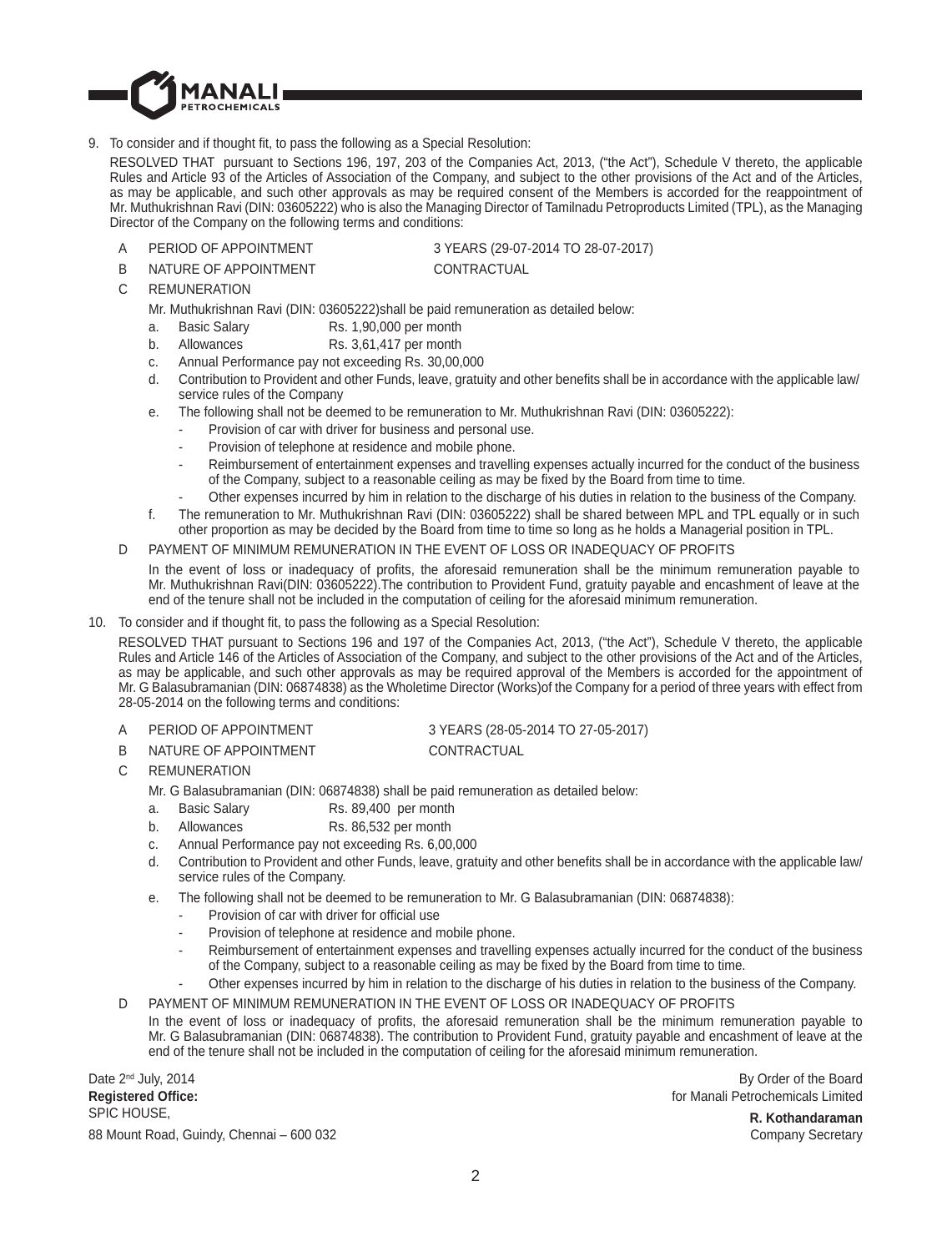9. To consider and if thought fit, to pass the following as a Special Resolution:

   RESOLVED THAT pursuant to Sections 196, 197, 203 of the Companies Act, 2013, ("the Act"), Schedule V thereto, the applicable Rules and Article 93 of the Articles of Association of the Company, and subject to the other provisions of the Act and of the Articles, as may be applicable, and such other approvals as may be required consent of the Members is accorded for the reappointment of Mr. Muthukrishnan Ravi (DIN: 03605222) who is also the Managing Director of Tamilnadu Petroproducts Limited (TPL), as the Managing Director of the Company on the following terms and conditions:

   A PERIOD OF APPOINTMENT 3 YEARS (29-07-2014 TO 28-07-2017)

   B NATURE OF APPOINTMENT CONTRACTUAL

   C REMUNERATION

   Mr. Muthukrishnan Ravi (DIN: 03605222)shall be paid remuneration as detailed below:

   a. Basic Salary Rs. 1,90,000 per month

   b. Allowances Rs. 3,61,417 per month

   c. Annual Performance pay not exceeding Rs. 30,00,000

   d. Contribution to Provident and other Funds, leave, gratuity and other benefits shall be in accordance with the applicable law/ service rules of the Company

   e. The following shall not be deemed to be remuneration to Mr. Muthukrishnan Ravi (DIN: 03605222):

   - Provision of car with driver for business and personal use.
   - Provision of telephone at residence and mobile phone.
   - Reimbursement of entertainment expenses and travelling expenses actually incurred for the conduct of the business of the Company, subject to a reasonable ceiling as may be fixed by the Board from time to time.
   - Other expenses incurred by him in relation to the discharge of his duties in relation to the business of the Company.

   f. The remuneration to Mr. Muthukrishnan Ravi (DIN: 03605222) shall be shared between MPL and TPL equally or in such other proportion as may be decided by the Board from time to time so long as he holds a Managerial position in TPL.

   D PAYMENT OF MINIMUM REMUNERATION IN THE EVENT OF LOSS OR INADEQUACY OF PROFITS

   In the event of loss or inadequacy of profits, the aforesaid remuneration shall be the minimum remuneration payable to Mr. Muthukrishnan Ravi(DIN: 03605222).The contribution to Provident Fund, gratuity payable and encashment of leave at the end of the tenure shall not be included in the computation of ceiling for the aforesaid minimum remuneration.

10. To consider and if thought fit, to pass the following as a Special Resolution:

   RESOLVED THAT pursuant to Sections 196 and 197 of the Companies Act, 2013, ("the Act"), Schedule V thereto, the applicable Rules and Article 146 of the Articles of Association of the Company, and subject to the other provisions of the Act and of the Articles, as may be applicable, and such other approvals as may be required approval of the Members is accorded for the appointment of Mr. G Balasubramanian (DIN: 06874838) as the Wholetime Director (Works)of the Company for a period of three years with effect from 28-05-2014 on the following terms and conditions:

   A PERIOD OF APPOINTMENT 3 YEARS (28-05-2014 TO 27-05-2017)

   B NATURE OF APPOINTMENT CONTRACTUAL

   C REMUNERATION

   Mr. G Balasubramanian (DIN: 06874838) shall be paid remuneration as detailed below:

   a. Basic Salary Rs. 89,400 per month

   b. Allowances Rs. 86,532 per month

   c. Annual Performance pay not exceeding Rs. 6,00,000

   d. Contribution to Provident and other Funds, leave, gratuity and other benefits shall be in accordance with the applicable law/ service rules of the Company.

   e. The following shall not be deemed to be remuneration to Mr. G Balasubramanian (DIN: 06874838):

   - Provision of car with driver for official use
   - Provision of telephone at residence and mobile phone.
   - Reimbursement of entertainment expenses and travelling expenses actually incurred for the conduct of the business of the Company, subject to a reasonable ceiling as may be fixed by the Board from time to time.
   - Other expenses incurred by him in relation to the discharge of his duties in relation to the business of the Company.

   D PAYMENT OF MINIMUM REMUNERATION IN THE EVENT OF LOSS OR INADEQUACY OF PROFITS

   In the event of loss or inadequacy of profits, the aforesaid remuneration shall be the minimum remuneration payable to Mr. G Balasubramanian (DIN: 06874838). The contribution to Provident Fund, gratuity payable and encashment of leave at the end of the tenure shall not be included in the computation of ceiling for the aforesaid minimum remuneration.

Date 2nd July, 2014
**Registered Office:**
SPIC HOUSE,
88 Mount Road, Guindy, Chennai – 600 032

By Order of the Board
for Manali Petrochemicals Limited
**R. Kothandaraman**
Company Secretary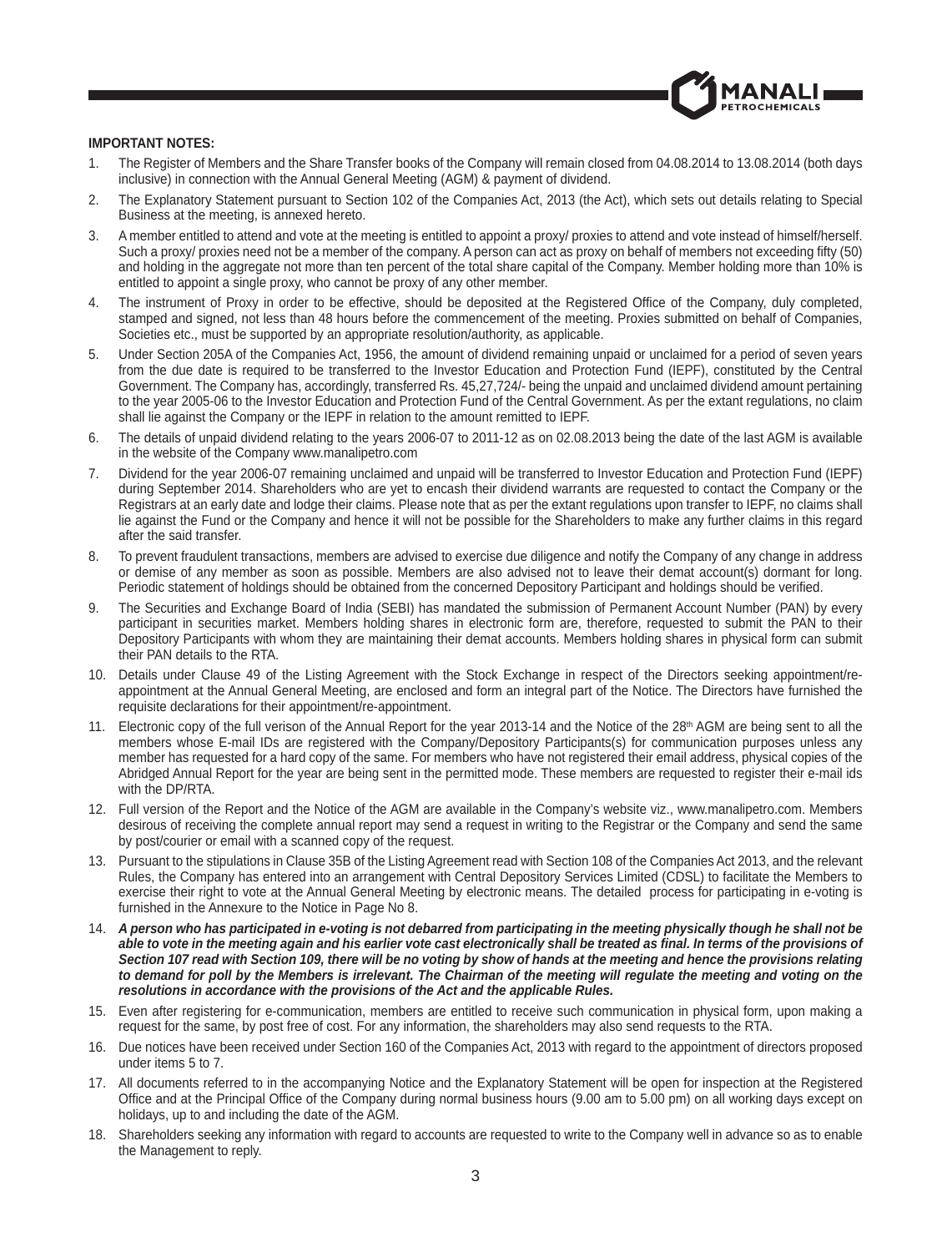**IMPORTANT NOTES:**

1. The Register of Members and the Share Transfer books of the Company will remain closed from 04.08.2014 to 13.08.2014 (both days inclusive) in connection with the Annual General Meeting (AGM) & payment of dividend.
2. The Explanatory Statement pursuant to Section 102 of the Companies Act, 2013 (the Act), which sets out details relating to Special Business at the meeting, is annexed hereto.
3. A member entitled to attend and vote at the meeting is entitled to appoint a proxy/ proxies to attend and vote instead of himself/herself. Such a proxy/ proxies need not be a member of the company. A person can act as proxy on behalf of members not exceeding fifty (50) and holding in the aggregate not more than ten percent of the total share capital of the Company. Member holding more than 10% is entitled to appoint a single proxy, who cannot be proxy of any other member.
4. The instrument of Proxy in order to be effective, should be deposited at the Registered Office of the Company, duly completed, stamped and signed, not less than 48 hours before the commencement of the meeting. Proxies submitted on behalf of Companies, Societies etc., must be supported by an appropriate resolution/authority, as applicable.
5. Under Section 205A of the Companies Act, 1956, the amount of dividend remaining unpaid or unclaimed for a period of seven years from the due date is required to be transferred to the Investor Education and Protection Fund (IEPF), constituted by the Central Government. The Company has, accordingly, transferred Rs. 45,27,724/- being the unpaid and unclaimed dividend amount pertaining to the year 2005-06 to the Investor Education and Protection Fund of the Central Government. As per the extant regulations, no claim shall lie against the Company or the IEPF in relation to the amount remitted to IEPF.
6. The details of unpaid dividend relating to the years 2006-07 to 2011-12 as on 02.08.2013 being the date of the last AGM is available in the website of the Company www.manalipetro.com
7. Dividend for the year 2006-07 remaining unclaimed and unpaid will be transferred to Investor Education and Protection Fund (IEPF) during September 2014. Shareholders who are yet to encash their dividend warrants are requested to contact the Company or the Registrars at an early date and lodge their claims. Please note that as per the extant regulations upon transfer to IEPF, no claims shall lie against the Fund or the Company and hence it will not be possible for the Shareholders to make any further claims in this regard after the said transfer.
8. To prevent fraudulent transactions, members are advised to exercise due diligence and notify the Company of any change in address or demise of any member as soon as possible. Members are also advised not to leave their demat account(s) dormant for long. Periodic statement of holdings should be obtained from the concerned Depository Participant and holdings should be verified.
9. The Securities and Exchange Board of India (SEBI) has mandated the submission of Permanent Account Number (PAN) by every participant in securities market. Members holding shares in electronic form are, therefore, requested to submit the PAN to their Depository Participants with whom they are maintaining their demat accounts. Members holding shares in physical form can submit their PAN details to the RTA.
10. Details under Clause 49 of the Listing Agreement with the Stock Exchange in respect of the Directors seeking appointment/re-appointment at the Annual General Meeting, are enclosed and form an integral part of the Notice. The Directors have furnished the requisite declarations for their appointment/re-appointment.
11. Electronic copy of the full verison of the Annual Report for the year 2013-14 and the Notice of the 28th AGM are being sent to all the members whose E-mail IDs are registered with the Company/Depository Participants(s) for communication purposes unless any member has requested for a hard copy of the same. For members who have not registered their email address, physical copies of the Abridged Annual Report for the year are being sent in the permitted mode. These members are requested to register their e-mail ids with the DP/RTA.
12. Full version of the Report and the Notice of the AGM are available in the Company's website viz., www.manalipetro.com. Members desirous of receiving the complete annual report may send a request in writing to the Registrar or the Company and send the same by post/courier or email with a scanned copy of the request.
13. Pursuant to the stipulations in Clause 35B of the Listing Agreement read with Section 108 of the Companies Act 2013, and the relevant Rules, the Company has entered into an arrangement with Central Depository Services Limited (CDSL) to facilitate the Members to exercise their right to vote at the Annual General Meeting by electronic means. The detailed process for participating in e-voting is furnished in the Annexure to the Notice in Page No 8.
14. ***A person who has participated in e-voting is not debarred from participating in the meeting physically though he shall not be able to vote in the meeting again and his earlier vote cast electronically shall be treated as final. In terms of the provisions of Section 107 read with Section 109, there will be no voting by show of hands at the meeting and hence the provisions relating to demand for poll by the Members is irrelevant. The Chairman of the meeting will regulate the meeting and voting on the resolutions in accordance with the provisions of the Act and the applicable Rules.***
15. Even after registering for e-communication, members are entitled to receive such communication in physical form, upon making a request for the same, by post free of cost. For any information, the shareholders may also send requests to the RTA.
16. Due notices have been received under Section 160 of the Companies Act, 2013 with regard to the appointment of directors proposed under items 5 to 7.
17. All documents referred to in the accompanying Notice and the Explanatory Statement will be open for inspection at the Registered Office and at the Principal Office of the Company during normal business hours (9.00 am to 5.00 pm) on all working days except on holidays, up to and including the date of the AGM.
18. Shareholders seeking any information with regard to accounts are requested to write to the Company well in advance so as to enable the Management to reply.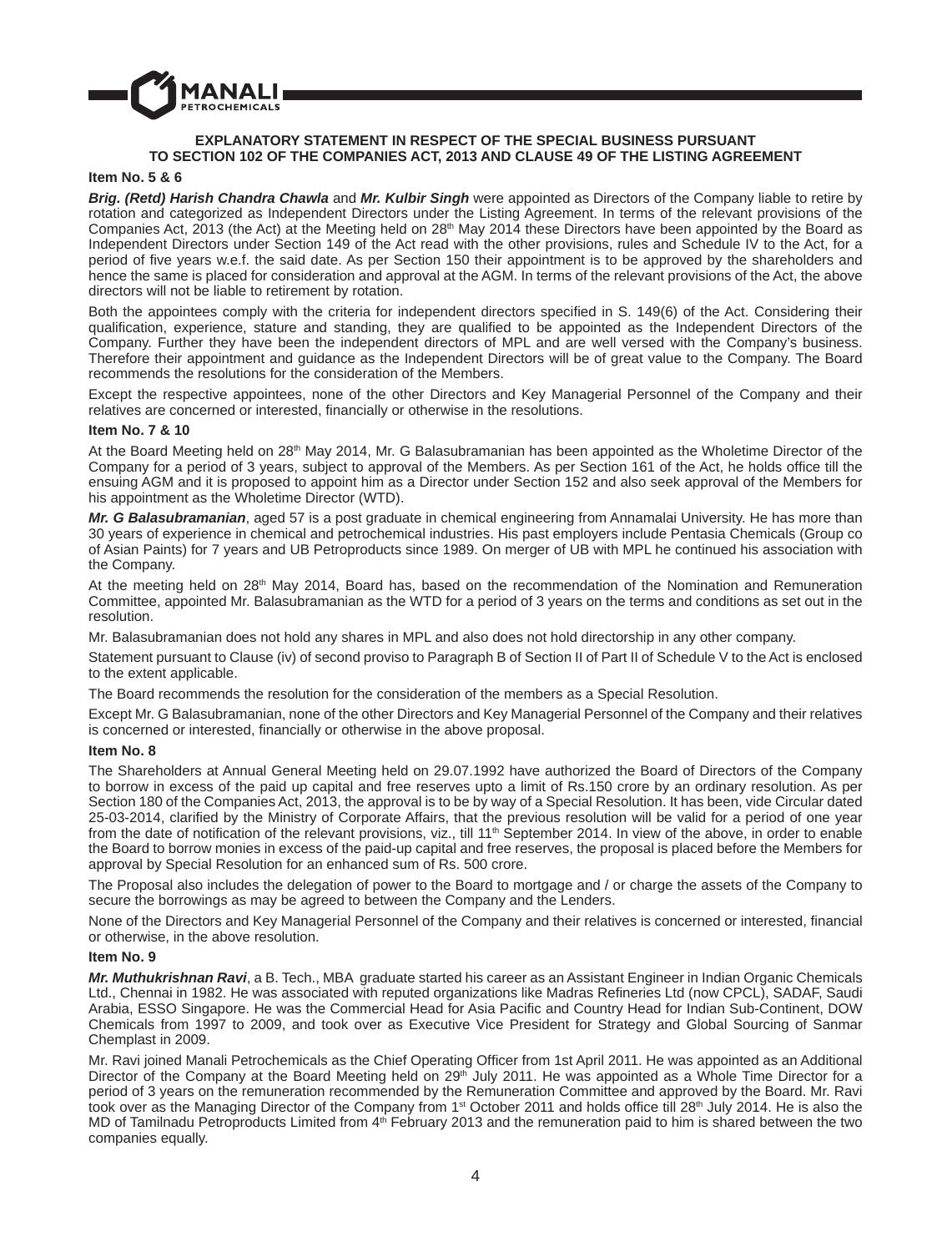## EXPLANATORY STATEMENT IN RESPECT OF THE SPECIAL BUSINESS PURSUANT TO SECTION 102 OF THE COMPANIES ACT, 2013 AND CLAUSE 49 OF THE LISTING AGREEMENT

### Item No. 5 & 6

***Brig. (Retd) Harish Chandra Chawla*** and ***Mr. Kulbir Singh*** were appointed as Directors of the Company liable to retire by rotation and categorized as Independent Directors under the Listing Agreement. In terms of the relevant provisions of the Companies Act, 2013 (the Act) at the Meeting held on 28th May 2014 these Directors have been appointed by the Board as Independent Directors under Section 149 of the Act read with the other provisions, rules and Schedule IV to the Act, for a period of five years w.e.f. the said date. As per Section 150 their appointment is to be approved by the shareholders and hence the same is placed for consideration and approval at the AGM. In terms of the relevant provisions of the Act, the above directors will not be liable to retirement by rotation.

Both the appointees comply with the criteria for independent directors specified in S. 149(6) of the Act. Considering their qualification, experience, stature and standing, they are qualified to be appointed as the Independent Directors of the Company. Further they have been the independent directors of MPL and are well versed with the Company's business. Therefore their appointment and guidance as the Independent Directors will be of great value to the Company. The Board recommends the resolutions for the consideration of the Members.

Except the respective appointees, none of the other Directors and Key Managerial Personnel of the Company and their relatives are concerned or interested, financially or otherwise in the resolutions.

### Item No. 7 & 10

At the Board Meeting held on 28th May 2014, Mr. G Balasubramanian has been appointed as the Wholetime Director of the Company for a period of 3 years, subject to approval of the Members. As per Section 161 of the Act, he holds office till the ensuing AGM and it is proposed to appoint him as a Director under Section 152 and also seek approval of the Members for his appointment as the Wholetime Director (WTD).

***Mr. G Balasubramanian***, aged 57 is a post graduate in chemical engineering from Annamalai University. He has more than 30 years of experience in chemical and petrochemical industries. His past employers include Pentasia Chemicals (Group co of Asian Paints) for 7 years and UB Petroproducts since 1989. On merger of UB with MPL he continued his association with the Company.

At the meeting held on 28th May 2014, Board has, based on the recommendation of the Nomination and Remuneration Committee, appointed Mr. Balasubramanian as the WTD for a period of 3 years on the terms and conditions as set out in the resolution.

Mr. Balasubramanian does not hold any shares in MPL and also does not hold directorship in any other company.

Statement pursuant to Clause (iv) of second proviso to Paragraph B of Section II of Part II of Schedule V to the Act is enclosed to the extent applicable.

The Board recommends the resolution for the consideration of the members as a Special Resolution.

Except Mr. G Balasubramanian, none of the other Directors and Key Managerial Personnel of the Company and their relatives is concerned or interested, financially or otherwise in the above proposal.

### Item No. 8

The Shareholders at Annual General Meeting held on 29.07.1992 have authorized the Board of Directors of the Company to borrow in excess of the paid up capital and free reserves upto a limit of Rs.150 crore by an ordinary resolution. As per Section 180 of the Companies Act, 2013, the approval is to be by way of a Special Resolution. It has been, vide Circular dated 25-03-2014, clarified by the Ministry of Corporate Affairs, that the previous resolution will be valid for a period of one year from the date of notification of the relevant provisions, viz., till 11th September 2014. In view of the above, in order to enable the Board to borrow monies in excess of the paid-up capital and free reserves, the proposal is placed before the Members for approval by Special Resolution for an enhanced sum of Rs. 500 crore.

The Proposal also includes the delegation of power to the Board to mortgage and / or charge the assets of the Company to secure the borrowings as may be agreed to between the Company and the Lenders.

None of the Directors and Key Managerial Personnel of the Company and their relatives is concerned or interested, financial or otherwise, in the above resolution.

### Item No. 9

***Mr. Muthukrishnan Ravi***, a B. Tech., MBA graduate started his career as an Assistant Engineer in Indian Organic Chemicals Ltd., Chennai in 1982. He was associated with reputed organizations like Madras Refineries Ltd (now CPCL), SADAF, Saudi Arabia, ESSO Singapore. He was the Commercial Head for Asia Pacific and Country Head for Indian Sub-Continent, DOW Chemicals from 1997 to 2009, and took over as Executive Vice President for Strategy and Global Sourcing of Sanmar Chemplast in 2009.

Mr. Ravi joined Manali Petrochemicals as the Chief Operating Officer from 1st April 2011. He was appointed as an Additional Director of the Company at the Board Meeting held on 29th July 2011. He was appointed as a Whole Time Director for a period of 3 years on the remuneration recommended by the Remuneration Committee and approved by the Board. Mr. Ravi took over as the Managing Director of the Company from 1st October 2011 and holds office till 28th July 2014. He is also the MD of Tamilnadu Petroproducts Limited from 4th February 2013 and the remuneration paid to him is shared between the two companies equally.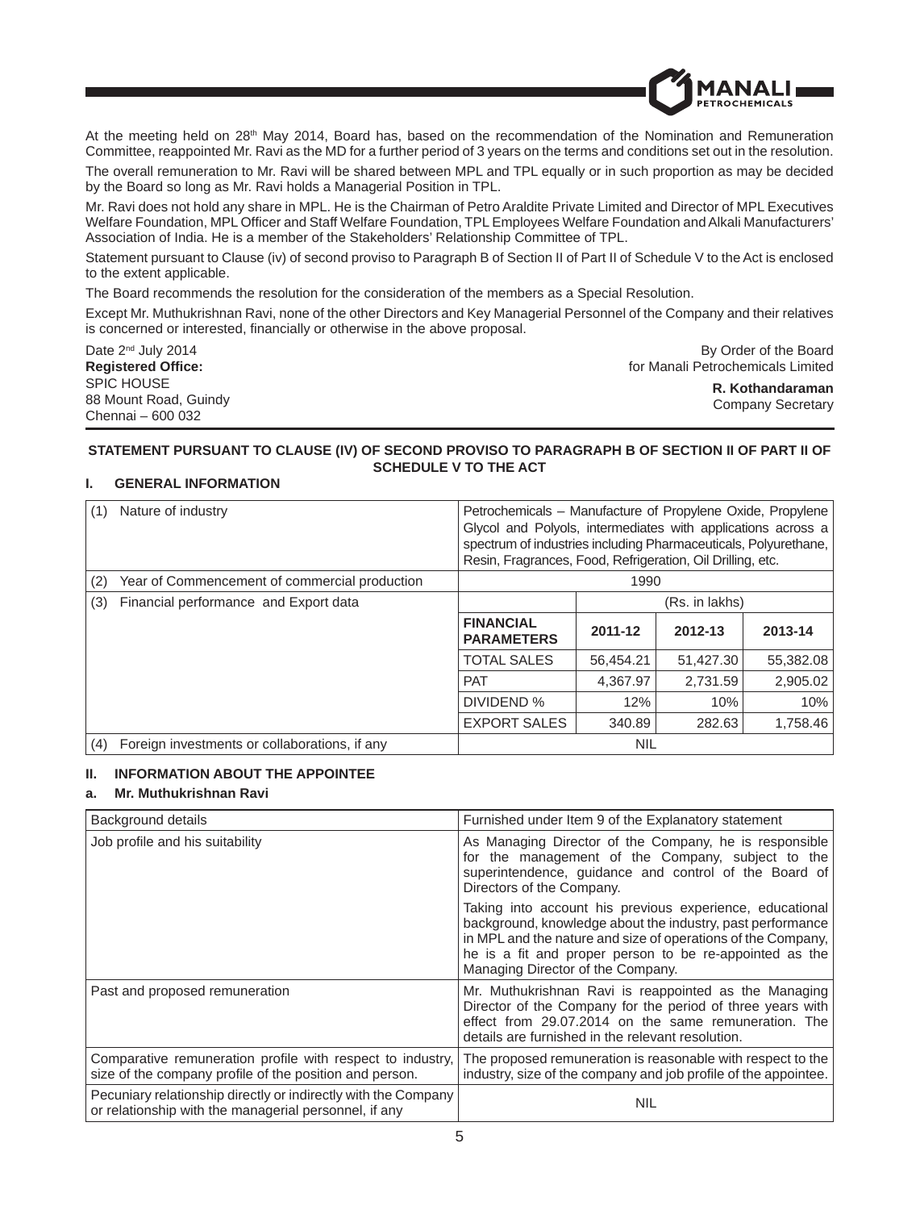At the meeting held on 28th May 2014, Board has, based on the recommendation of the Nomination and Remuneration Committee, reappointed Mr. Ravi as the MD for a further period of 3 years on the terms and conditions set out in the resolution.

The overall remuneration to Mr. Ravi will be shared between MPL and TPL equally or in such proportion as may be decided by the Board so long as Mr. Ravi holds a Managerial Position in TPL.

Mr. Ravi does not hold any share in MPL. He is the Chairman of Petro Araldite Private Limited and Director of MPL Executives Welfare Foundation, MPL Officer and Staff Welfare Foundation, TPL Employees Welfare Foundation and Alkali Manufacturers' Association of India. He is a member of the Stakeholders' Relationship Committee of TPL.

Statement pursuant to Clause (iv) of second proviso to Paragraph B of Section II of Part II of Schedule V to the Act is enclosed to the extent applicable.

The Board recommends the resolution for the consideration of the members as a Special Resolution.

Except Mr. Muthukrishnan Ravi, none of the other Directors and Key Managerial Personnel of the Company and their relatives is concerned or interested, financially or otherwise in the above proposal.

Date 2nd July 2014
**Registered Office:**
SPIC HOUSE
88 Mount Road, Guindy
Chennai – 600 032

By Order of the Board
for Manali Petrochemicals Limited

**R. Kothandaraman**
Company Secretary

**STATEMENT PURSUANT TO CLAUSE (IV) OF SECOND PROVISO TO PARAGRAPH B OF SECTION II OF PART II OF SCHEDULE V TO THE ACT**

**I. GENERAL INFORMATION**

| | | | | |
|---|---|---|---|---|
| (1) Nature of industry | Petrochemicals – Manufacture of Propylene Oxide, Propylene Glycol and Polyols, intermediates with applications across a spectrum of industries including Pharmaceuticals, Polyurethane, Resin, Fragrances, Food, Refrigeration, Oil Drilling, etc. | | | |
| (2) Year of Commencement of commercial production | 1990 | | | |
| (3) Financial performance and Export data | | (Rs. in lakhs) | | |
| | **FINANCIAL PARAMETERS** | **2011-12** | **2012-13** | **2013-14** |
| | TOTAL SALES | 56,454.21 | 51,427.30 | 55,382.08 |
| | PAT | 4,367.97 | 2,731.59 | 2,905.02 |
| | DIVIDEND % | 12% | 10% | 10% |
| | EXPORT SALES | 340.89 | 282.63 | 1,758.46 |
| (4) Foreign investments or collaborations, if any | NIL | | | |

**II. INFORMATION ABOUT THE APPOINTEE**

**a. Mr. Muthukrishnan Ravi**

| | |
|---|---|
| Background details | Furnished under Item 9 of the Explanatory statement |
| Job profile and his suitability | As Managing Director of the Company, he is responsible for the management of the Company, subject to the superintendence, guidance and control of the Board of Directors of the Company.<br><br>Taking into account his previous experience, educational background, knowledge about the industry, past performance in MPL and the nature and size of operations of the Company, he is a fit and proper person to be re-appointed as the Managing Director of the Company. |
| Past and proposed remuneration | Mr. Muthukrishnan Ravi is reappointed as the Managing Director of the Company for the period of three years with effect from 29.07.2014 on the same remuneration. The details are furnished in the relevant resolution. |
| Comparative remuneration profile with respect to industry, size of the company profile of the position and person. | The proposed remuneration is reasonable with respect to the industry, size of the company and job profile of the appointee. |
| Pecuniary relationship directly or indirectly with the Company or relationship with the managerial personnel, if any | NIL |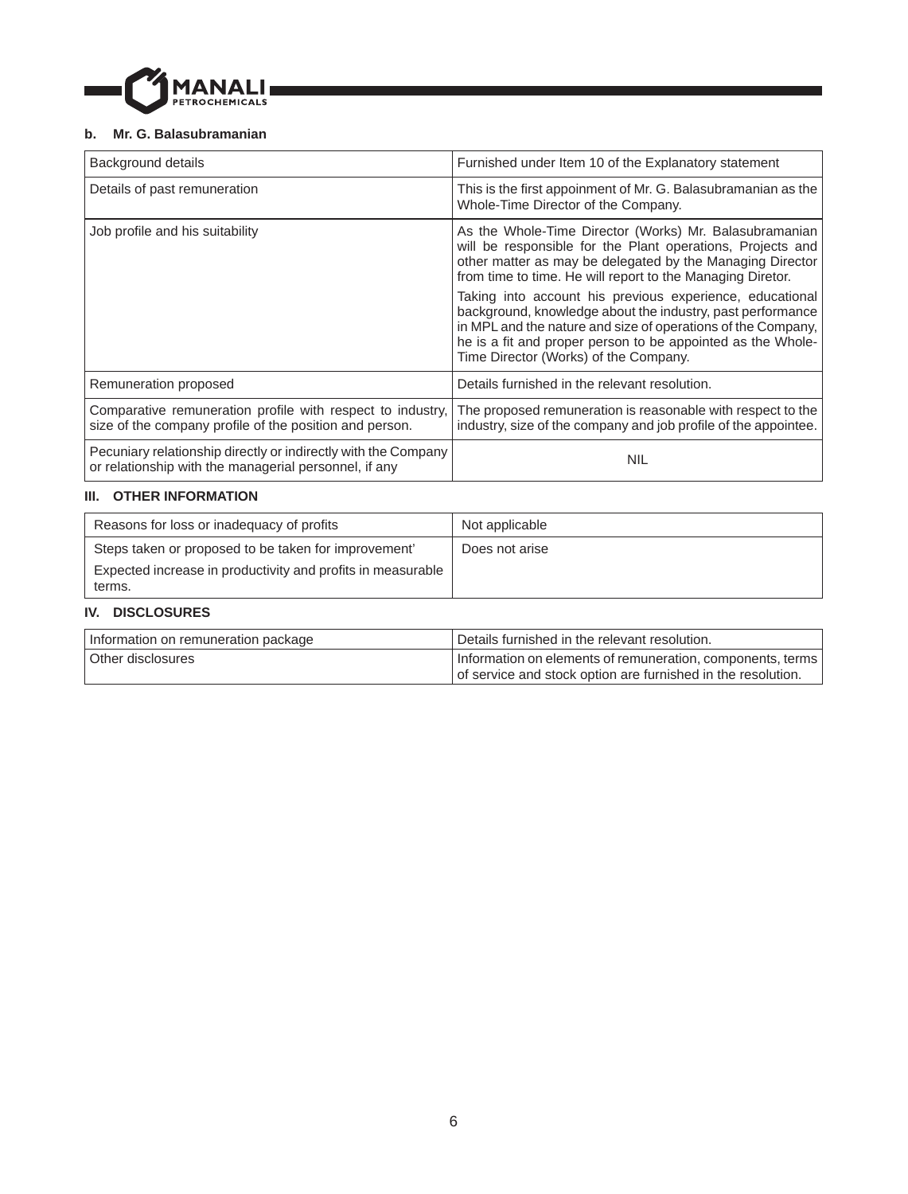**b. Mr. G. Balasubramanian**

| | |
|---|---|
| Background details | Furnished under Item 10 of the Explanatory statement |
| Details of past remuneration | This is the first appoinment of Mr. G. Balasubramanian as the Whole-Time Director of the Company. |
| Job profile and his suitability | As the Whole-Time Director (Works) Mr. Balasubramanian will be responsible for the Plant operations, Projects and other matter as may be delegated by the Managing Director from time to time. He will report to the Managing Diretor.<br><br>Taking into account his previous experience, educational background, knowledge about the industry, past performance in MPL and the nature and size of operations of the Company, he is a fit and proper person to be appointed as the Whole-Time Director (Works) of the Company. |
| Remuneration proposed | Details furnished in the relevant resolution. |
| Comparative remuneration profile with respect to industry, size of the company profile of the position and person. | The proposed remuneration is reasonable with respect to the industry, size of the company and job profile of the appointee. |
| Pecuniary relationship directly or indirectly with the Company or relationship with the managerial personnel, if any | NIL |

**III. OTHER INFORMATION**

| | |
|---|---|
| Reasons for loss or inadequacy of profits | Not applicable |
| Steps taken or proposed to be taken for improvement'<br><br>Expected increase in productivity and profits in measurable terms. | Does not arise |

**IV. DISCLOSURES**

| | |
|---|---|
| Information on remuneration package | Details furnished in the relevant resolution. |
| Other disclosures | Information on elements of remuneration, components, terms of service and stock option are furnished in the resolution. |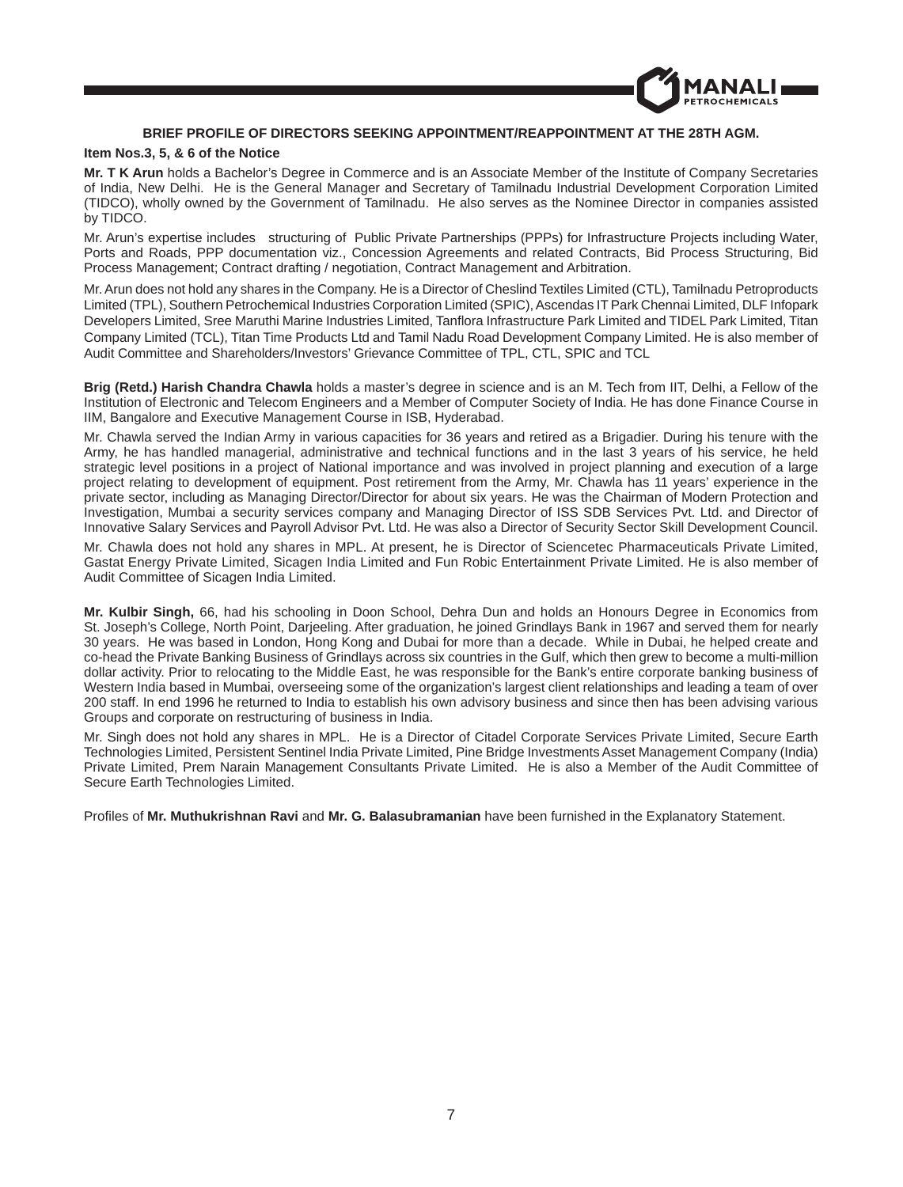## BRIEF PROFILE OF DIRECTORS SEEKING APPOINTMENT/REAPPOINTMENT AT THE 28TH AGM.

**Item Nos.3, 5, & 6 of the Notice**

**Mr. T K Arun** holds a Bachelor's Degree in Commerce and is an Associate Member of the Institute of Company Secretaries of India, New Delhi. He is the General Manager and Secretary of Tamilnadu Industrial Development Corporation Limited (TIDCO), wholly owned by the Government of Tamilnadu. He also serves as the Nominee Director in companies assisted by TIDCO.

Mr. Arun's expertise includes structuring of Public Private Partnerships (PPPs) for Infrastructure Projects including Water, Ports and Roads, PPP documentation viz., Concession Agreements and related Contracts, Bid Process Structuring, Bid Process Management; Contract drafting / negotiation, Contract Management and Arbitration.

Mr. Arun does not hold any shares in the Company. He is a Director of Cheslind Textiles Limited (CTL), Tamilnadu Petroproducts Limited (TPL), Southern Petrochemical Industries Corporation Limited (SPIC), Ascendas IT Park Chennai Limited, DLF Infopark Developers Limited, Sree Maruthi Marine Industries Limited, Tanflora Infrastructure Park Limited and TIDEL Park Limited, Titan Company Limited (TCL), Titan Time Products Ltd and Tamil Nadu Road Development Company Limited. He is also member of Audit Committee and Shareholders/Investors' Grievance Committee of TPL, CTL, SPIC and TCL

**Brig (Retd.) Harish Chandra Chawla** holds a master's degree in science and is an M. Tech from IIT, Delhi, a Fellow of the Institution of Electronic and Telecom Engineers and a Member of Computer Society of India. He has done Finance Course in IIM, Bangalore and Executive Management Course in ISB, Hyderabad.

Mr. Chawla served the Indian Army in various capacities for 36 years and retired as a Brigadier. During his tenure with the Army, he has handled managerial, administrative and technical functions and in the last 3 years of his service, he held strategic level positions in a project of National importance and was involved in project planning and execution of a large project relating to development of equipment. Post retirement from the Army, Mr. Chawla has 11 years' experience in the private sector, including as Managing Director/Director for about six years. He was the Chairman of Modern Protection and Investigation, Mumbai a security services company and Managing Director of ISS SDB Services Pvt. Ltd. and Director of Innovative Salary Services and Payroll Advisor Pvt. Ltd. He was also a Director of Security Sector Skill Development Council.

Mr. Chawla does not hold any shares in MPL. At present, he is Director of Sciencetec Pharmaceuticals Private Limited, Gastat Energy Private Limited, Sicagen India Limited and Fun Robic Entertainment Private Limited. He is also member of Audit Committee of Sicagen India Limited.

**Mr. Kulbir Singh,** 66, had his schooling in Doon School, Dehra Dun and holds an Honours Degree in Economics from St. Joseph's College, North Point, Darjeeling. After graduation, he joined Grindlays Bank in 1967 and served them for nearly 30 years. He was based in London, Hong Kong and Dubai for more than a decade. While in Dubai, he helped create and co-head the Private Banking Business of Grindlays across six countries in the Gulf, which then grew to become a multi-million dollar activity. Prior to relocating to the Middle East, he was responsible for the Bank's entire corporate banking business of Western India based in Mumbai, overseeing some of the organization's largest client relationships and leading a team of over 200 staff. In end 1996 he returned to India to establish his own advisory business and since then has been advising various Groups and corporate on restructuring of business in India.

Mr. Singh does not hold any shares in MPL. He is a Director of Citadel Corporate Services Private Limited, Secure Earth Technologies Limited, Persistent Sentinel India Private Limited, Pine Bridge Investments Asset Management Company (India) Private Limited, Prem Narain Management Consultants Private Limited. He is also a Member of the Audit Committee of Secure Earth Technologies Limited.

Profiles of **Mr. Muthukrishnan Ravi** and **Mr. G. Balasubramanian** have been furnished in the Explanatory Statement.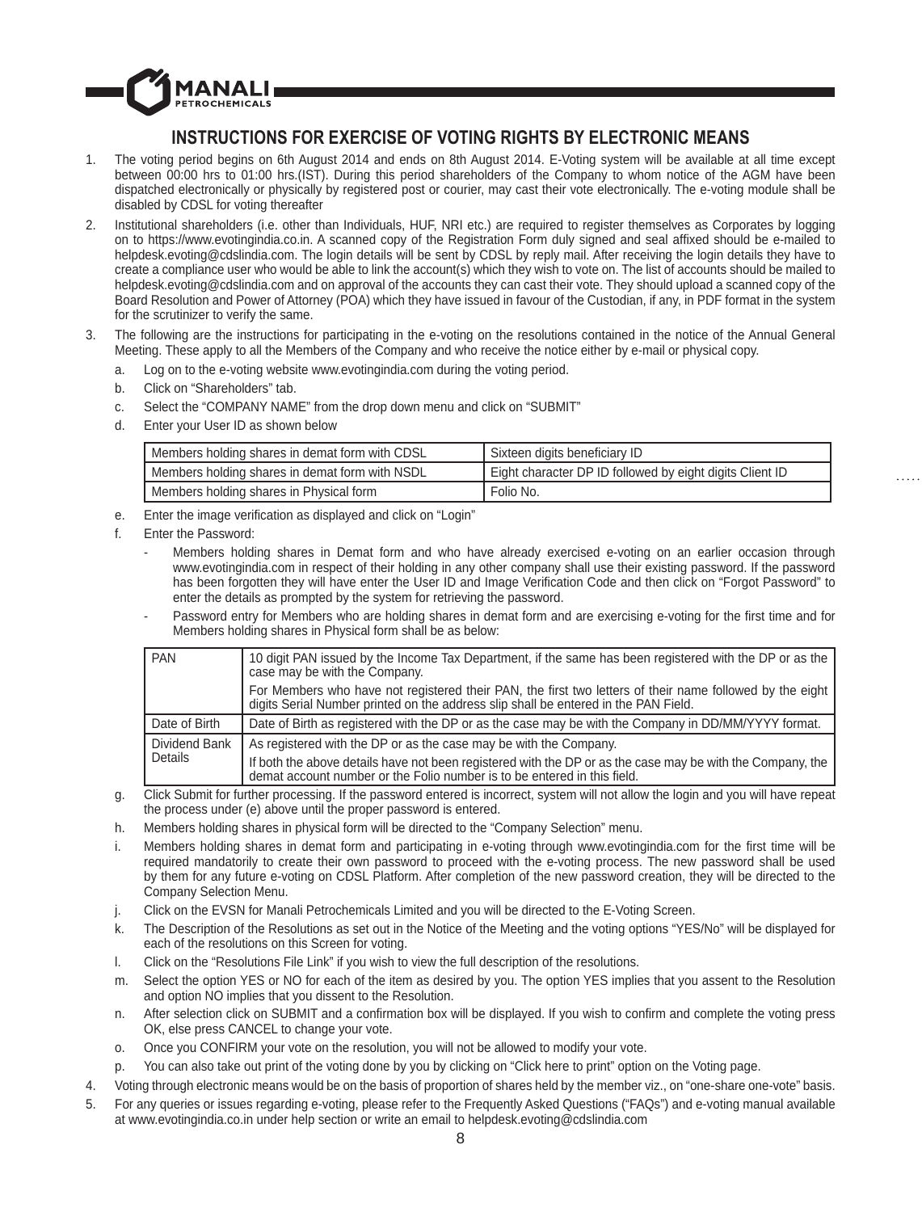# INSTRUCTIONS FOR EXERCISE OF VOTING RIGHTS BY ELECTRONIC MEANS

1. The voting period begins on 6th August 2014 and ends on 8th August 2014. E-Voting system will be available at all time except between 00:00 hrs to 01:00 hrs.(IST). During this period shareholders of the Company to whom notice of the AGM have been dispatched electronically or physically by registered post or courier, may cast their vote electronically. The e-voting module shall be disabled by CDSL for voting thereafter

2. Institutional shareholders (i.e. other than Individuals, HUF, NRI etc.) are required to register themselves as Corporates by logging on to https://www.evotingindia.co.in. A scanned copy of the Registration Form duly signed and seal affixed should be e-mailed to helpdesk.evoting@cdslindia.com. The login details will be sent by CDSL by reply mail. After receiving the login details they have to create a compliance user who would be able to link the account(s) which they wish to vote on. The list of accounts should be mailed to helpdesk.evoting@cdslindia.com and on approval of the accounts they can cast their vote. They should upload a scanned copy of the Board Resolution and Power of Attorney (POA) which they have issued in favour of the Custodian, if any, in PDF format in the system for the scrutinizer to verify the same.

3. The following are the instructions for participating in the e-voting on the resolutions contained in the notice of the Annual General Meeting. These apply to all the Members of the Company and who receive the notice either by e-mail or physical copy.

   a. Log on to the e-voting website www.evotingindia.com during the voting period.

   b. Click on "Shareholders" tab.

   c. Select the "COMPANY NAME" from the drop down menu and click on "SUBMIT"

   d. Enter your User ID as shown below

   | | |
   |---|---|
   | Members holding shares in demat form with CDSL | Sixteen digits beneficiary ID |
   | Members holding shares in demat form with NSDL | Eight character DP ID followed by eight digits Client ID |
   | Members holding shares in Physical form | Folio No. |

   e. Enter the image verification as displayed and click on "Login"

   f. Enter the Password:

      - Members holding shares in Demat form and who have already exercised e-voting on an earlier occasion through www.evotingindia.com in respect of their holding in any other company shall use their existing password. If the password has been forgotten they will have enter the User ID and Image Verification Code and then click on "Forgot Password" to enter the details as prompted by the system for retrieving the password.
      - Password entry for Members who are holding shares in demat form and are exercising e-voting for the first time and for Members holding shares in Physical form shall be as below:

   | | |
   |---|---|
   | PAN | 10 digit PAN issued by the Income Tax Department, if the same has been registered with the DP or as the case may be with the Company.<br>For Members who have not registered their PAN, the first two letters of their name followed by the eight digits Serial Number printed on the address slip shall be entered in the PAN Field. |
   | Date of Birth | Date of Birth as registered with the DP or as the case may be with the Company in DD/MM/YYYY format. |
   | Dividend Bank Details | As registered with the DP or as the case may be with the Company.<br>If both the above details have not been registered with the DP or as the case may be with the Company, the demat account number or the Folio number is to be entered in this field. |

   g. Click Submit for further processing. If the password entered is incorrect, system will not allow the login and you will have repeat the process under (e) above until the proper password is entered.

   h. Members holding shares in physical form will be directed to the "Company Selection" menu.

   i. Members holding shares in demat form and participating in e-voting through www.evotingindia.com for the first time will be required mandatorily to create their own password to proceed with the e-voting process. The new password shall be used by them for any future e-voting on CDSL Platform. After completion of the new password creation, they will be directed to the Company Selection Menu.

   j. Click on the EVSN for Manali Petrochemicals Limited and you will be directed to the E-Voting Screen.

   k. The Description of the Resolutions as set out in the Notice of the Meeting and the voting options "YES/No" will be displayed for each of the resolutions on this Screen for voting.

   l. Click on the "Resolutions File Link" if you wish to view the full description of the resolutions.

   m. Select the option YES or NO for each of the item as desired by you. The option YES implies that you assent to the Resolution and option NO implies that you dissent to the Resolution.

   n. After selection click on SUBMIT and a confirmation box will be displayed. If you wish to confirm and complete the voting press OK, else press CANCEL to change your vote.

   o. Once you CONFIRM your vote on the resolution, you will not be allowed to modify your vote.

   p. You can also take out print of the voting done by you by clicking on "Click here to print" option on the Voting page.

4. Voting through electronic means would be on the basis of proportion of shares held by the member viz., on "one-share one-vote" basis.

5. For any queries or issues regarding e-voting, please refer to the Frequently Asked Questions ("FAQs") and e-voting manual available at www.evotingindia.co.in under help section or write an email to helpdesk.evoting@cdslindia.com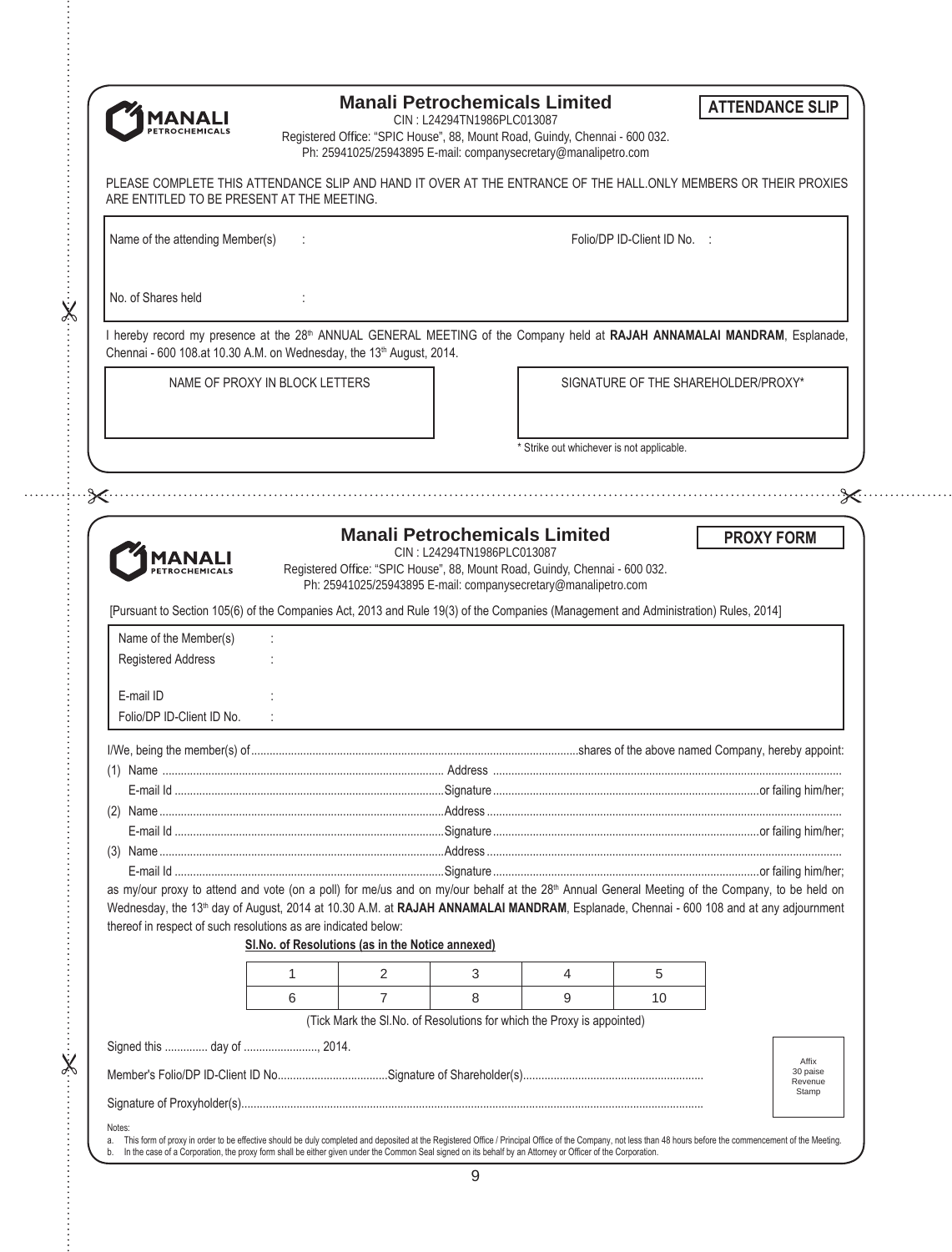# Manali Petrochemicals Limited

**ATTENDANCE SLIP**

CIN : L24294TN1986PLC013087
Registered Office: "SPIC House", 88, Mount Road, Guindy, Chennai - 600 032.
Ph: 25941025/25943895 E-mail: companysecretary@manalipetro.com

PLEASE COMPLETE THIS ATTENDANCE SLIP AND HAND IT OVER AT THE ENTRANCE OF THE HALL.ONLY MEMBERS OR THEIR PROXIES ARE ENTITLED TO BE PRESENT AT THE MEETING.

Name of the attending Member(s) :

Folio/DP ID-Client ID No. :

No. of Shares held :

I hereby record my presence at the 28th ANNUAL GENERAL MEETING of the Company held at **RAJAH ANNAMALAI MANDRAM**, Esplanade, Chennai - 600 108.at 10.30 A.M. on Wednesday, the 13th August, 2014.

| NAME OF PROXY IN BLOCK LETTERS | SIGNATURE OF THE SHAREHOLDER/PROXY* |
|---|---|
| | |

\* Strike out whichever is not applicable.

---

# Manali Petrochemicals Limited

**PROXY FORM**

CIN : L24294TN1986PLC013087
Registered Office: "SPIC House", 88, Mount Road, Guindy, Chennai - 600 032.
Ph: 25941025/25943895 E-mail: companysecretary@manalipetro.com

[Pursuant to Section 105(6) of the Companies Act, 2013 and Rule 19(3) of the Companies (Management and Administration) Rules, 2014]

Name of the Member(s) :
Registered Address :

E-mail ID :
Folio/DP ID-Client ID No. :

I/We, being the member(s) of..........................................................................................................shares of the above named Company, hereby appoint:

(1) Name ............................................................................................ Address ..............................................................................................................
E-mail Id ..........................................................................................Signature........................................................................................or failing him/her;

(2) Name...............................................................................................Address.................................................................................................................
E-mail Id ..........................................................................................Signature........................................................................................or failing him/her;

(3) Name...............................................................................................Address.................................................................................................................
E-mail Id ..........................................................................................Signature........................................................................................or failing him/her;

as my/our proxy to attend and vote (on a poll) for me/us and on my/our behalf at the 28th Annual General Meeting of the Company, to be held on Wednesday, the 13th day of August, 2014 at 10.30 A.M. at **RAJAH ANNAMALAI MANDRAM**, Esplanade, Chennai - 600 108 and at any adjournment thereof in respect of such resolutions as are indicated below:

**Sl.No. of Resolutions (as in the Notice annexed)**

| 1 | 2 | 3 | 4 | 5 |
|---|---|---|---|---|
| 6 | 7 | 8 | 9 | 10 |

(Tick Mark the Sl.No. of Resolutions for which the Proxy is appointed)

Signed this .............. day of ........................, 2014.

Member's Folio/DP ID-Client ID No....................................Signature of Shareholder(s)...........................................................

Signature of Proxyholder(s).....................................................................................................................................................

Affix 30 paise Revenue Stamp

Notes:

a. This form of proxy in order to be effective should be duly completed and deposited at the Registered Office / Principal Office of the Company, not less than 48 hours before the commencement of the Meeting.
b. In the case of a Corporation, the proxy form shall be either given under the Common Seal signed on its behalf by an Attorney or Officer of the Corporation.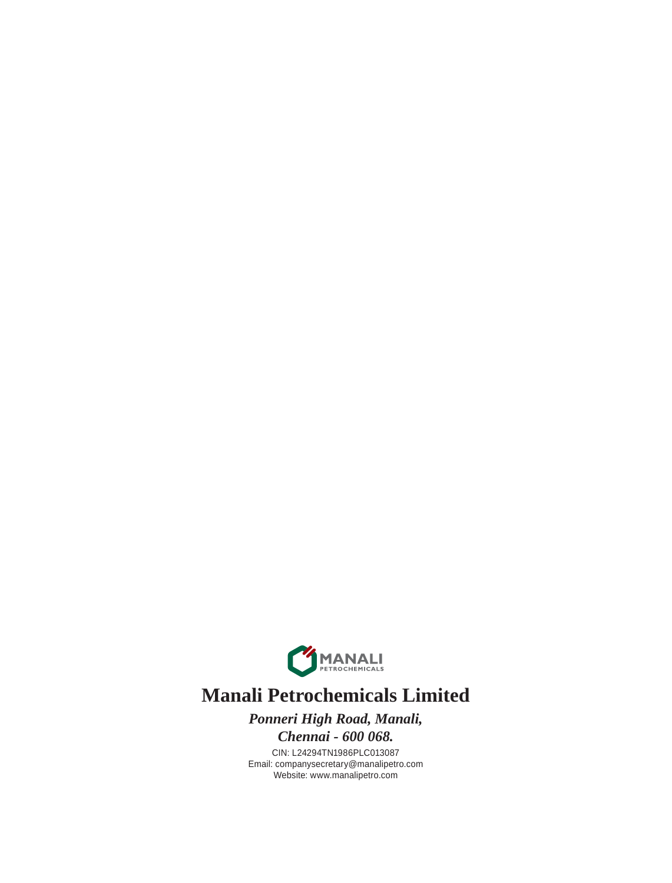MANALI
PETROCHEMICALS

# Manali Petrochemicals Limited

***Ponneri High Road, Manali,***
***Chennai - 600 068.***

CIN: L24294TN1986PLC013087
Email: companysecretary@manalipetro.com
Website: www.manalipetro.com